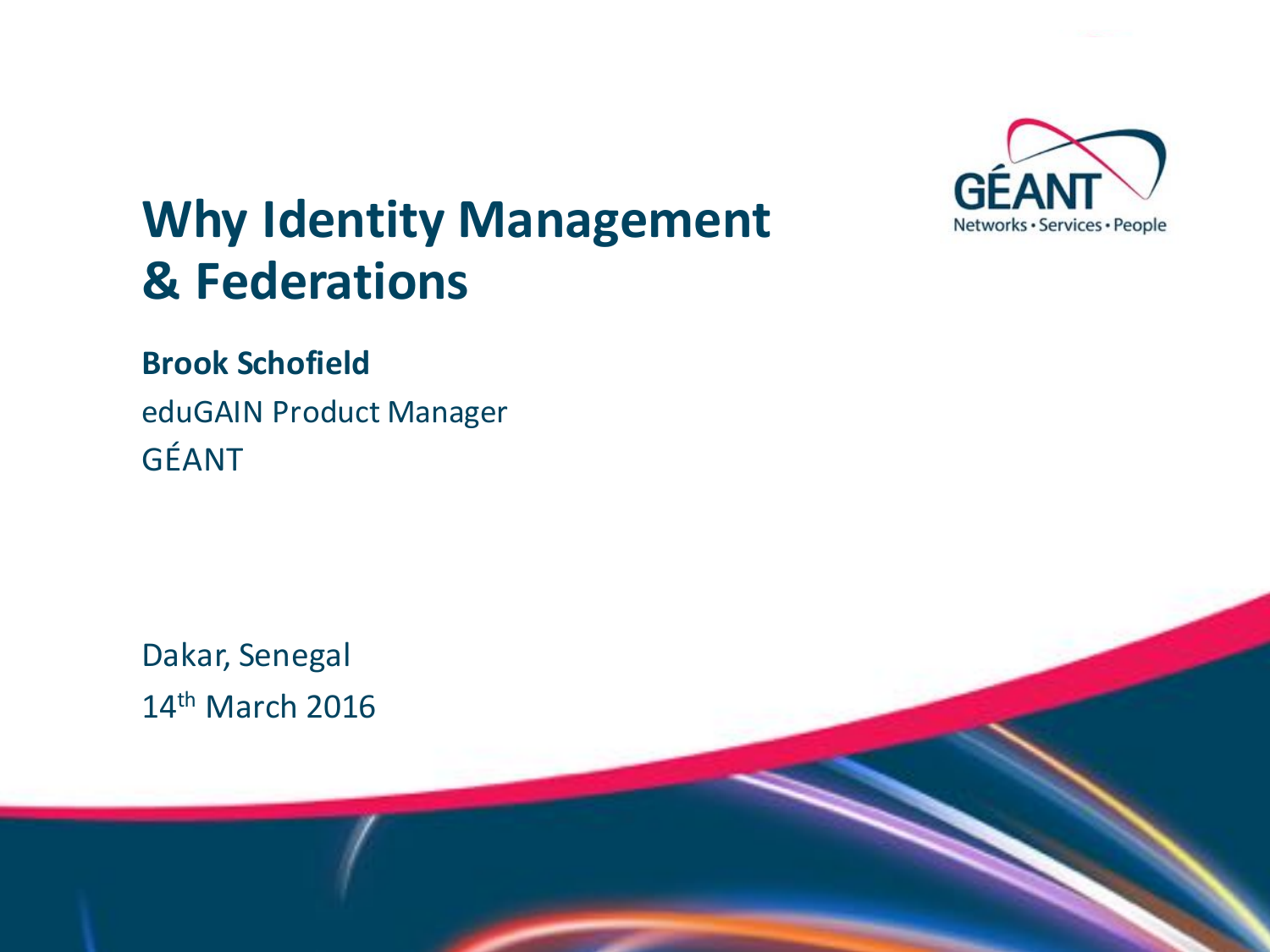# Why Identity Management & Federations

**Brook Schofield**

eduGAIN Product Manager

GÉANT

Dakar, Senegal

14th March 2016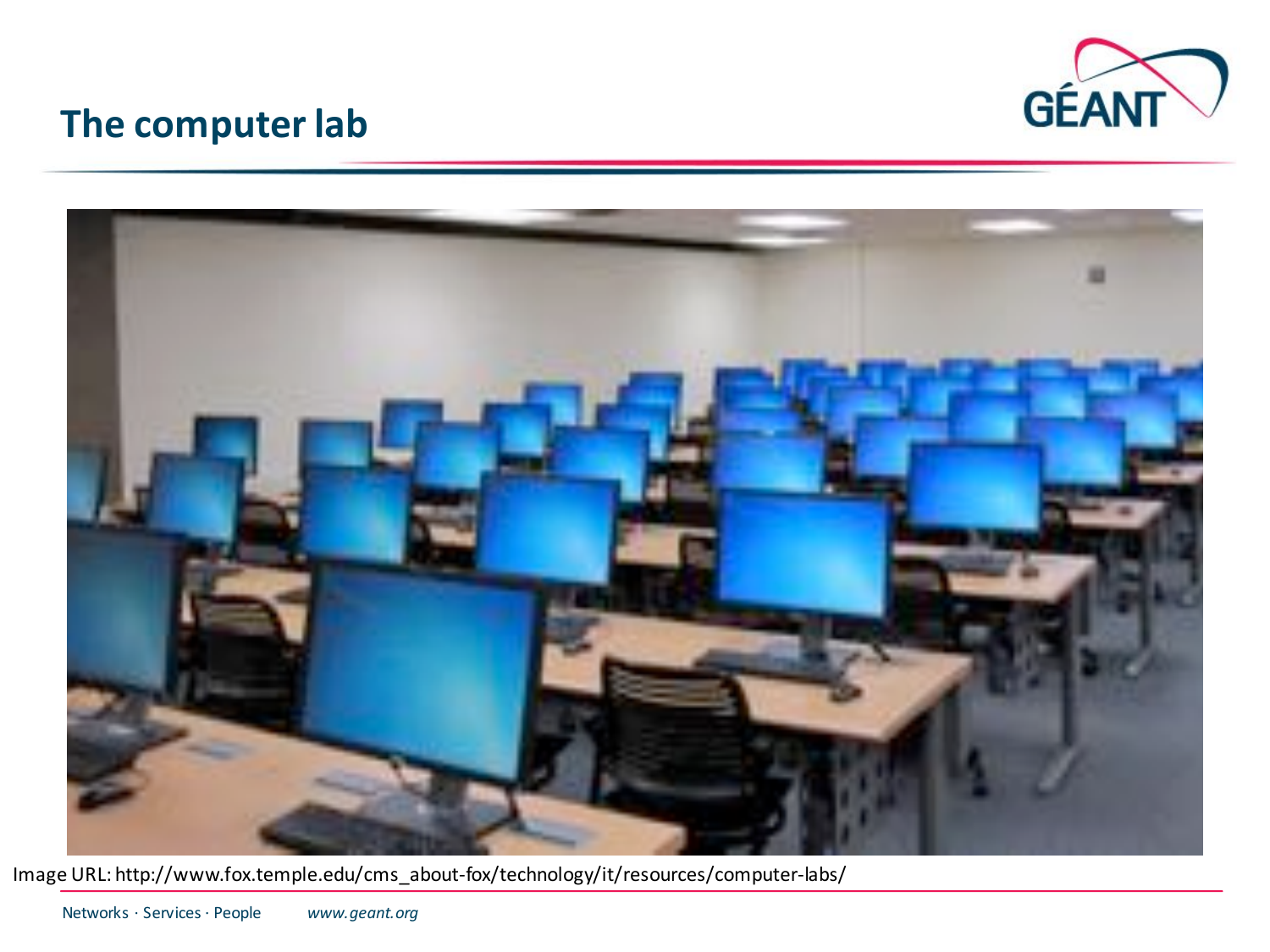## The computer lab

Image URL: http://www.fox.temple.edu/cms_about-fox/technology/it/resources/computer-labs/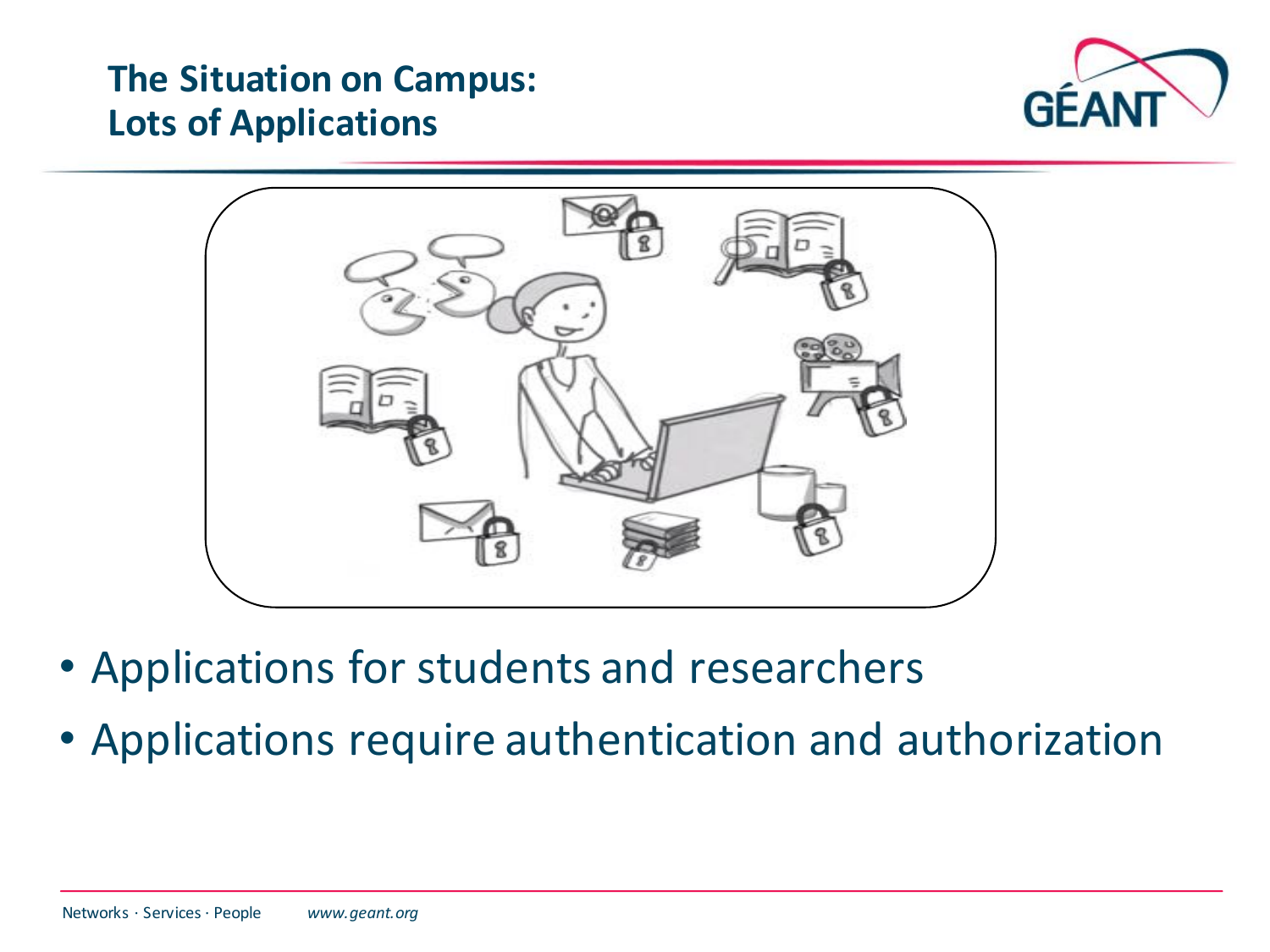## The Situation on Campus: Lots of Applications

- Applications for students and researchers
- Applications require authentication and authorization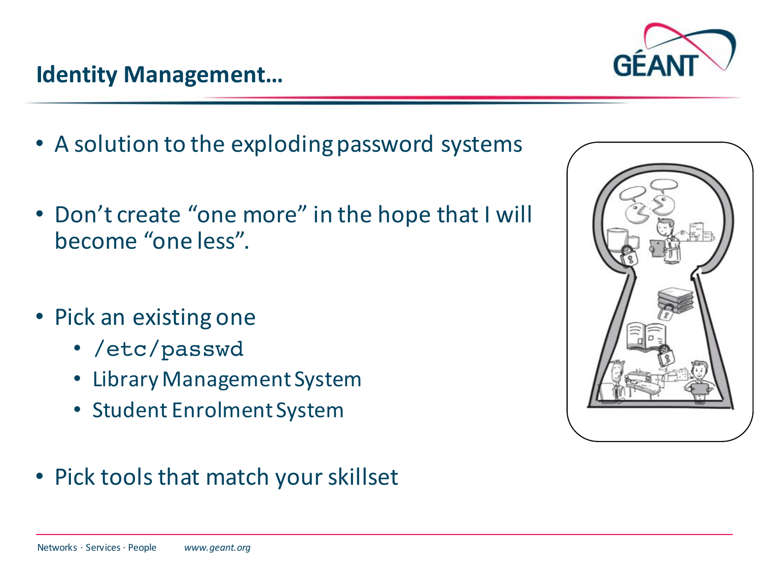## Identity Management…

- A solution to the exploding password systems

- Don't create "one more" in the hope that I will become "one less".

- Pick an existing one
  - `/etc/passwd`
  - Library Management System
  - Student Enrolment System

- Pick tools that match your skillset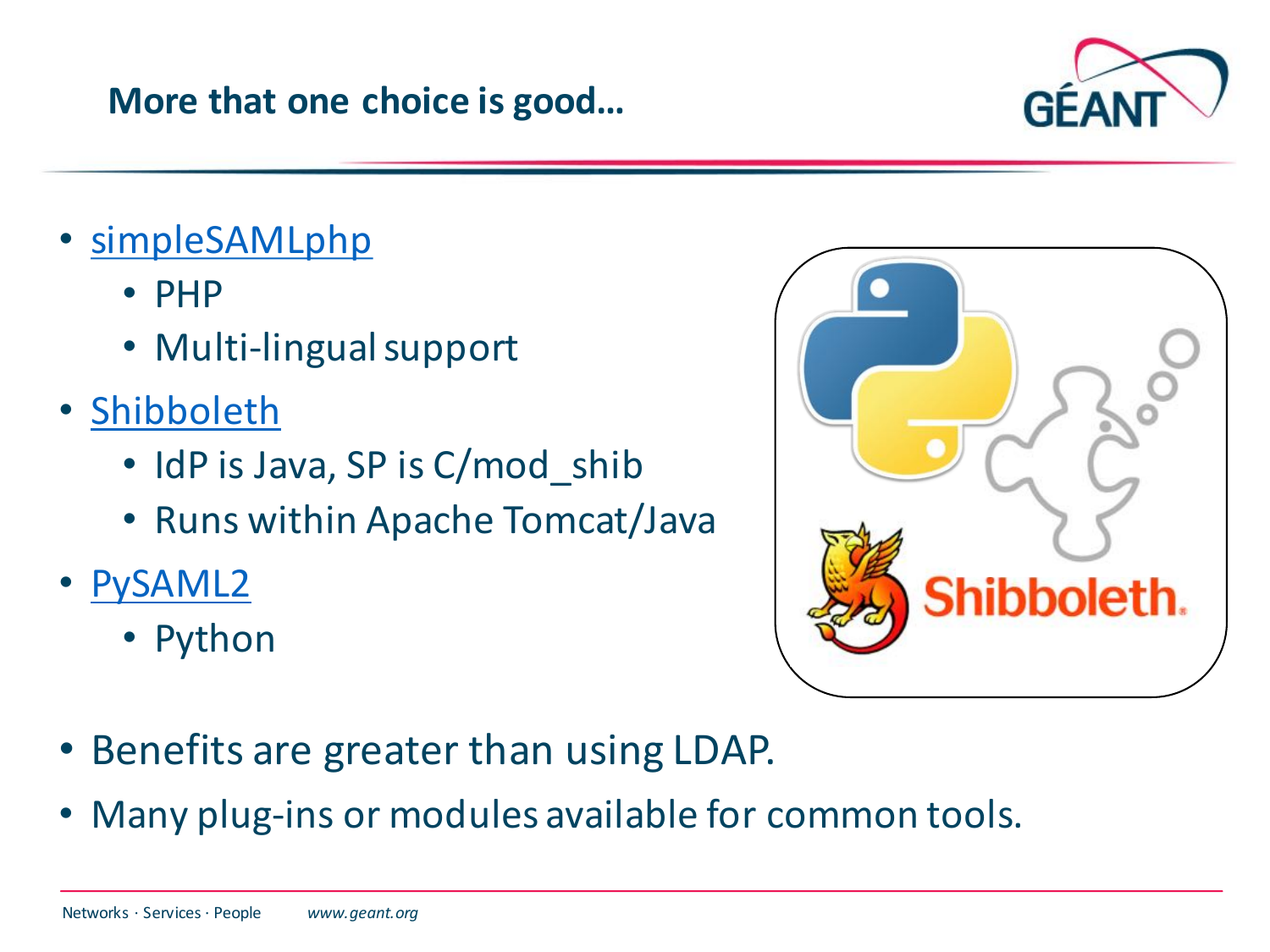## More that one choice is good…

- simpleSAMLphp
  - PHP
  - Multi-lingual support
- Shibboleth
  - IdP is Java, SP is C/mod_shib
  - Runs within Apache Tomcat/Java
- PySAML2
  - Python

- Benefits are greater than using LDAP.
- Many plug-ins or modules available for common tools.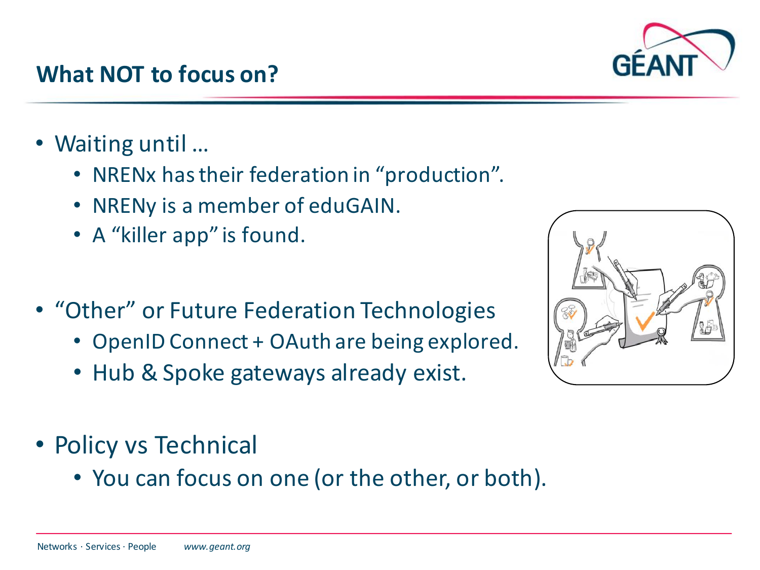## What NOT to focus on?

- Waiting until …
  - NRENx has their federation in “production”.
  - NRENy is a member of eduGAIN.
  - A “killer app” is found.
- “Other” or Future Federation Technologies
  - OpenID Connect + OAuth are being explored.
  - Hub & Spoke gateways already exist.
- Policy vs Technical
  - You can focus on one (or the other, or both).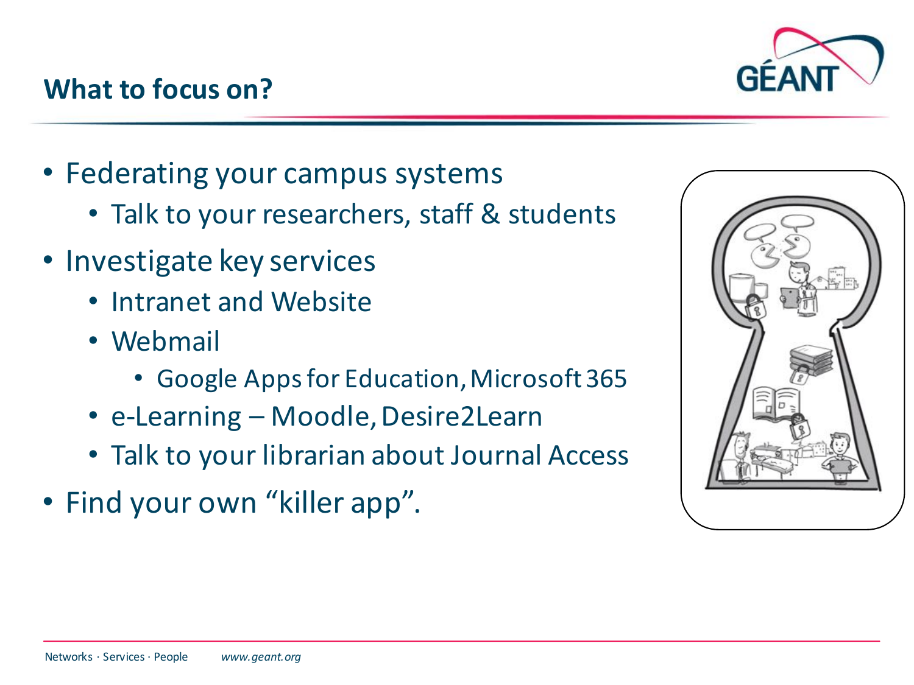## What to focus on?

- Federating your campus systems
  - Talk to your researchers, staff & students
- Investigate key services
  - Intranet and Website
  - Webmail
    - Google Apps for Education, Microsoft 365
  - e-Learning – Moodle, Desire2Learn
  - Talk to your librarian about Journal Access
- Find your own “killer app”.